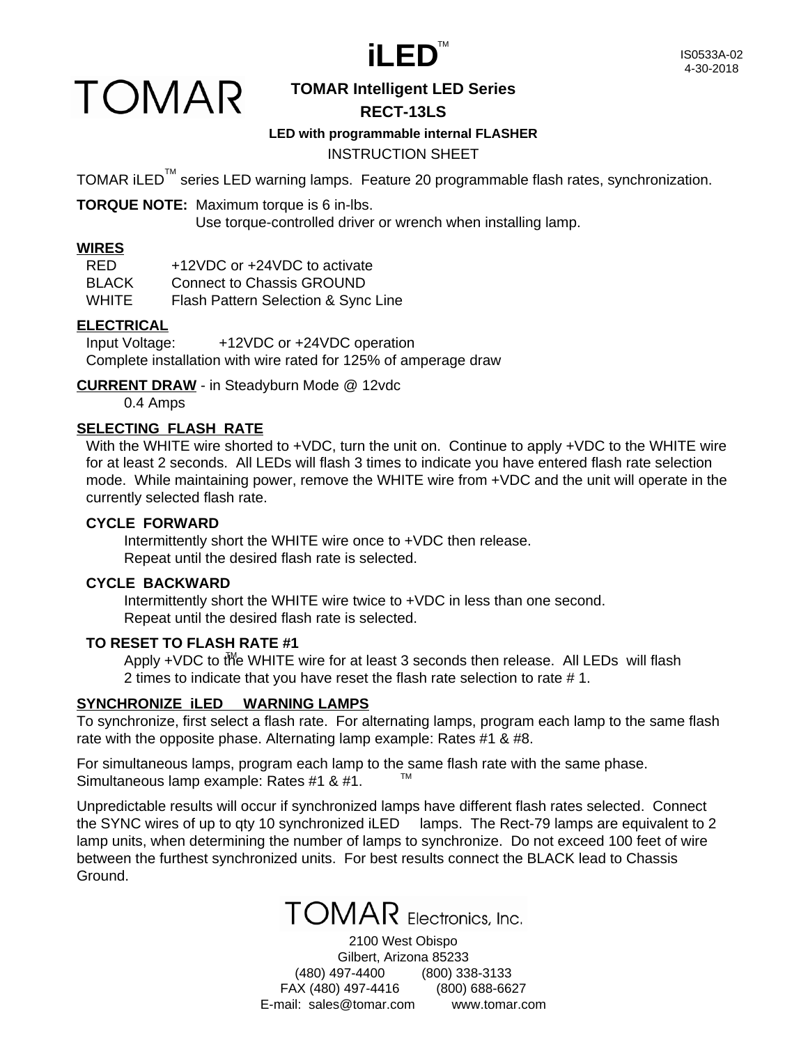TOMAR

# iLED™

IS0533A-02
4-30-2018

**TOMAR Intelligent LED Series**

**RECT-13LS**

**LED with programmable internal FLASHER**

INSTRUCTION SHEET

TOMAR iLED™ series LED warning lamps. Feature 20 programmable flash rates, synchronization.

**TORQUE NOTE:** Maximum torque is 6 in-lbs.
Use torque-controlled driver or wrench when installing lamp.

**WIRES**

| | |
|---|---|
| RED | +12VDC or +24VDC to activate |
| BLACK | Connect to Chassis GROUND |
| WHITE | Flash Pattern Selection & Sync Line |

**ELECTRICAL**

Input Voltage: +12VDC or +24VDC operation
Complete installation with wire rated for 125% of amperage draw

**CURRENT DRAW** - in Steadyburn Mode @ 12vdc

0.4 Amps

**SELECTING FLASH RATE**

With the WHITE wire shorted to +VDC, turn the unit on. Continue to apply +VDC to the WHITE wire for at least 2 seconds. All LEDs will flash 3 times to indicate you have entered flash rate selection mode. While maintaining power, remove the WHITE wire from +VDC and the unit will operate in the currently selected flash rate.

**CYCLE FORWARD**

Intermittently short the WHITE wire once to +VDC then release.
Repeat until the desired flash rate is selected.

**CYCLE BACKWARD**

Intermittently short the WHITE wire twice to +VDC in less than one second.
Repeat until the desired flash rate is selected.

**TO RESET TO FLASH RATE #1**

Apply +VDC to the WHITE wire for at least 3 seconds then release. All LEDs will flash 2 times to indicate that you have reset the flash rate selection to rate # 1.

**SYNCHRONIZE iLED™ WARNING LAMPS**

To synchronize, first select a flash rate. For alternating lamps, program each lamp to the same flash rate with the opposite phase. Alternating lamp example: Rates #1 & #8.

For simultaneous lamps, program each lamp to the same flash rate with the same phase. Simultaneous lamp example: Rates #1 & #1.

Unpredictable results will occur if synchronized lamps have different flash rates selected. Connect the SYNC wires of up to qty 10 synchronized iLED™ lamps. The Rect-79 lamps are equivalent to 2 lamp units, when determining the number of lamps to synchronize. Do not exceed 100 feet of wire between the furthest synchronized units. For best results connect the BLACK lead to Chassis Ground.

TOMAR Electronics, Inc.

2100 West Obispo
Gilbert, Arizona 85233
(480) 497-4400 (800) 338-3133
FAX (480) 497-4416 (800) 688-6627
E-mail: sales@tomar.com www.tomar.com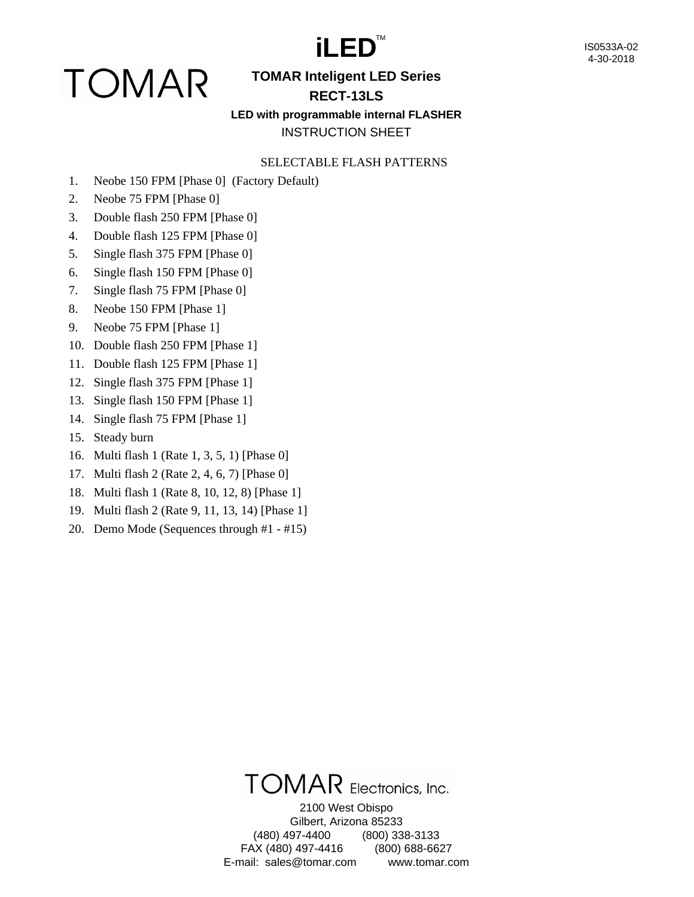TOMAR

# iLED™

IS0533A-02
4-30-2018

## TOMAR Inteligent LED Series

## RECT-13LS

**LED with programmable internal FLASHER**

INSTRUCTION SHEET

### SELECTABLE FLASH PATTERNS

1. Neobe 150 FPM [Phase 0] (Factory Default)
2. Neobe 75 FPM [Phase 0]
3. Double flash 250 FPM [Phase 0]
4. Double flash 125 FPM [Phase 0]
5. Single flash 375 FPM [Phase 0]
6. Single flash 150 FPM [Phase 0]
7. Single flash 75 FPM [Phase 0]
8. Neobe 150 FPM [Phase 1]
9. Neobe 75 FPM [Phase 1]
10. Double flash 250 FPM [Phase 1]
11. Double flash 125 FPM [Phase 1]
12. Single flash 375 FPM [Phase 1]
13. Single flash 150 FPM [Phase 1]
14. Single flash 75 FPM [Phase 1]
15. Steady burn
16. Multi flash 1 (Rate 1, 3, 5, 1) [Phase 0]
17. Multi flash 2 (Rate 2, 4, 6, 7) [Phase 0]
18. Multi flash 1 (Rate 8, 10, 12, 8) [Phase 1]
19. Multi flash 2 (Rate 9, 11, 13, 14) [Phase 1]
20. Demo Mode (Sequences through #1 - #15)

TOMAR Electronics, Inc.

2100 West Obispo
Gilbert, Arizona 85233
(480) 497-4400 (800) 338-3133
FAX (480) 497-4416 (800) 688-6627
E-mail: sales@tomar.com www.tomar.com